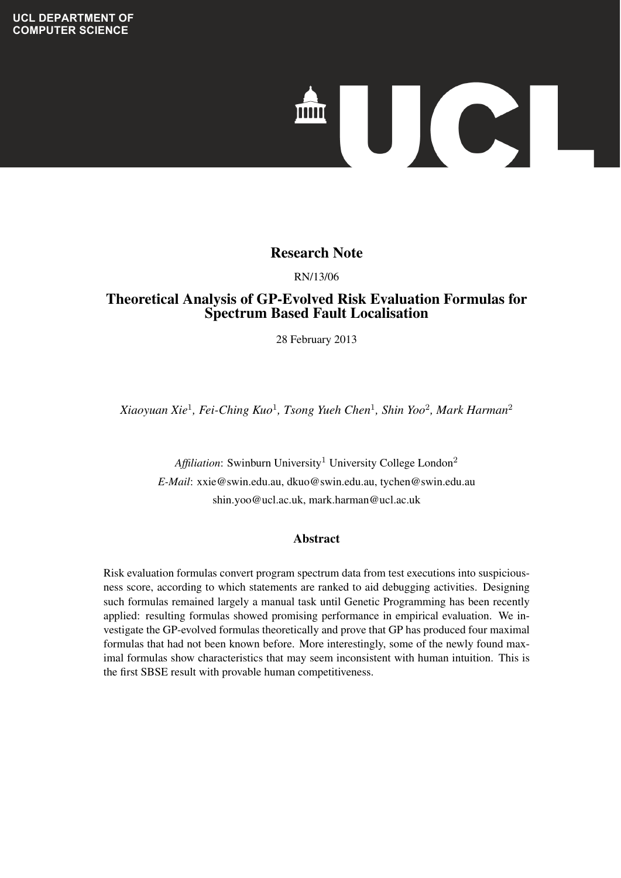UCL DEPARTMENT OF COMPUTER SCIENCE

# Research Note

RN/13/06

# Theoretical Analysis of GP-Evolved Risk Evaluation Formulas for Spectrum Based Fault Localisation

28 February 2013

*Xiaoyuan Xie*[1], *Fei-Ching Kuo*[1], *Tsong Yueh Chen*[1], *Shin Yoo*[2], *Mark Harman*[2]

*Affiliation*: Swinburn University[1] University College London[2]

*E-Mail*: xxie@swin.edu.au, dkuo@swin.edu.au, tychen@swin.edu.au
shin.yoo@ucl.ac.uk, mark.harman@ucl.ac.uk

## Abstract

Risk evaluation formulas convert program spectrum data from test executions into suspiciousness score, according to which statements are ranked to aid debugging activities. Designing such formulas remained largely a manual task until Genetic Programming has been recently applied: resulting formulas showed promising performance in empirical evaluation. We investigate the GP-evolved formulas theoretically and prove that GP has produced four maximal formulas that had not been known before. More interestingly, some of the newly found maximal formulas show characteristics that may seem inconsistent with human intuition. This is the first SBSE result with provable human competitiveness.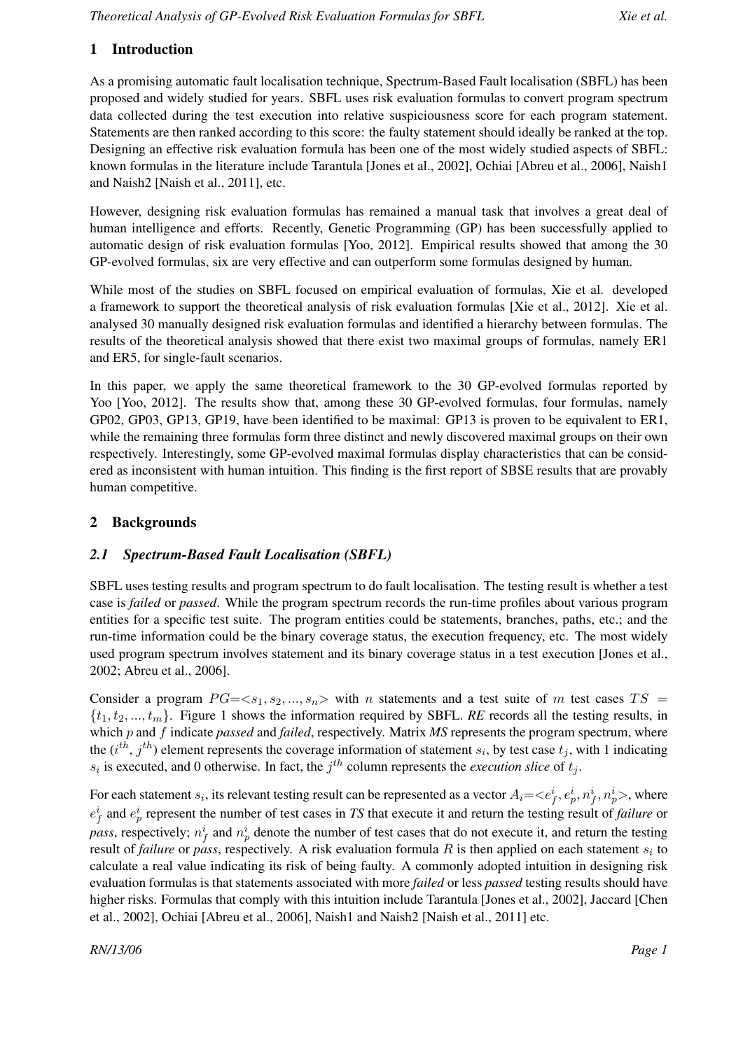## 1 Introduction

As a promising automatic fault localisation technique, Spectrum-Based Fault localisation (SBFL) has been proposed and widely studied for years. SBFL uses risk evaluation formulas to convert program spectrum data collected during the test execution into relative suspiciousness score for each program statement. Statements are then ranked according to this score: the faulty statement should ideally be ranked at the top. Designing an effective risk evaluation formula has been one of the most widely studied aspects of SBFL: known formulas in the literature include Tarantula [Jones et al., 2002], Ochiai [Abreu et al., 2006], Naish1 and Naish2 [Naish et al., 2011], etc.

However, designing risk evaluation formulas has remained a manual task that involves a great deal of human intelligence and efforts. Recently, Genetic Programming (GP) has been successfully applied to automatic design of risk evaluation formulas [Yoo, 2012]. Empirical results showed that among the 30 GP-evolved formulas, six are very effective and can outperform some formulas designed by human.

While most of the studies on SBFL focused on empirical evaluation of formulas, Xie et al. developed a framework to support the theoretical analysis of risk evaluation formulas [Xie et al., 2012]. Xie et al. analysed 30 manually designed risk evaluation formulas and identified a hierarchy between formulas. The results of the theoretical analysis showed that there exist two maximal groups of formulas, namely ER1 and ER5, for single-fault scenarios.

In this paper, we apply the same theoretical framework to the 30 GP-evolved formulas reported by Yoo [Yoo, 2012]. The results show that, among these 30 GP-evolved formulas, four formulas, namely GP02, GP03, GP13, GP19, have been identified to be maximal: GP13 is proven to be equivalent to ER1, while the remaining three formulas form three distinct and newly discovered maximal groups on their own respectively. Interestingly, some GP-evolved maximal formulas display characteristics that can be considered as inconsistent with human intuition. This finding is the first report of SBSE results that are provably human competitive.

## 2 Backgrounds

### *2.1 Spectrum-Based Fault Localisation (SBFL)*

SBFL uses testing results and program spectrum to do fault localisation. The testing result is whether a test case is *failed* or *passed*. While the program spectrum records the run-time profiles about various program entities for a specific test suite. The program entities could be statements, branches, paths, etc.; and the run-time information could be the binary coverage status, the execution frequency, etc. The most widely used program spectrum involves statement and its binary coverage status in a test execution [Jones et al., 2002; Abreu et al., 2006].

Consider a program $PG{=}{<}s_1, s_2, ..., s_n{>}$ with $n$ statements and a test suite of $m$ test cases $TS = \{t_1, t_2, ..., t_m\}$. Figure 1 shows the information required by SBFL. ***RE*** records all the testing results, in which $p$ and $f$ indicate *passed* and *failed*, respectively. Matrix ***MS*** represents the program spectrum, where the ($i^{th}$, $j^{th}$) element represents the coverage information of statement $s_i$, by test case $t_j$, with 1 indicating $s_i$ is executed, and 0 otherwise. In fact, the $j^{th}$ column represents the *execution slice* of $t_j$.

For each statement $s_i$, its relevant testing result can be represented as a vector $A_i{=}{<}e^i_f, e^i_p, n^i_f, n^i_p{>}$, where $e^i_f$ and $e^i_p$ represent the number of test cases in *TS* that execute it and return the testing result of *failure* or *pass*, respectively; $n^i_f$ and $n^i_p$ denote the number of test cases that do not execute it, and return the testing result of *failure* or *pass*, respectively. A risk evaluation formula $R$ is then applied on each statement $s_i$ to calculate a real value indicating its risk of being faulty. A commonly adopted intuition in designing risk evaluation formulas is that statements associated with more *failed* or less *passed* testing results should have higher risks. Formulas that comply with this intuition include Tarantula [Jones et al., 2002], Jaccard [Chen et al., 2002], Ochiai [Abreu et al., 2006], Naish1 and Naish2 [Naish et al., 2011] etc.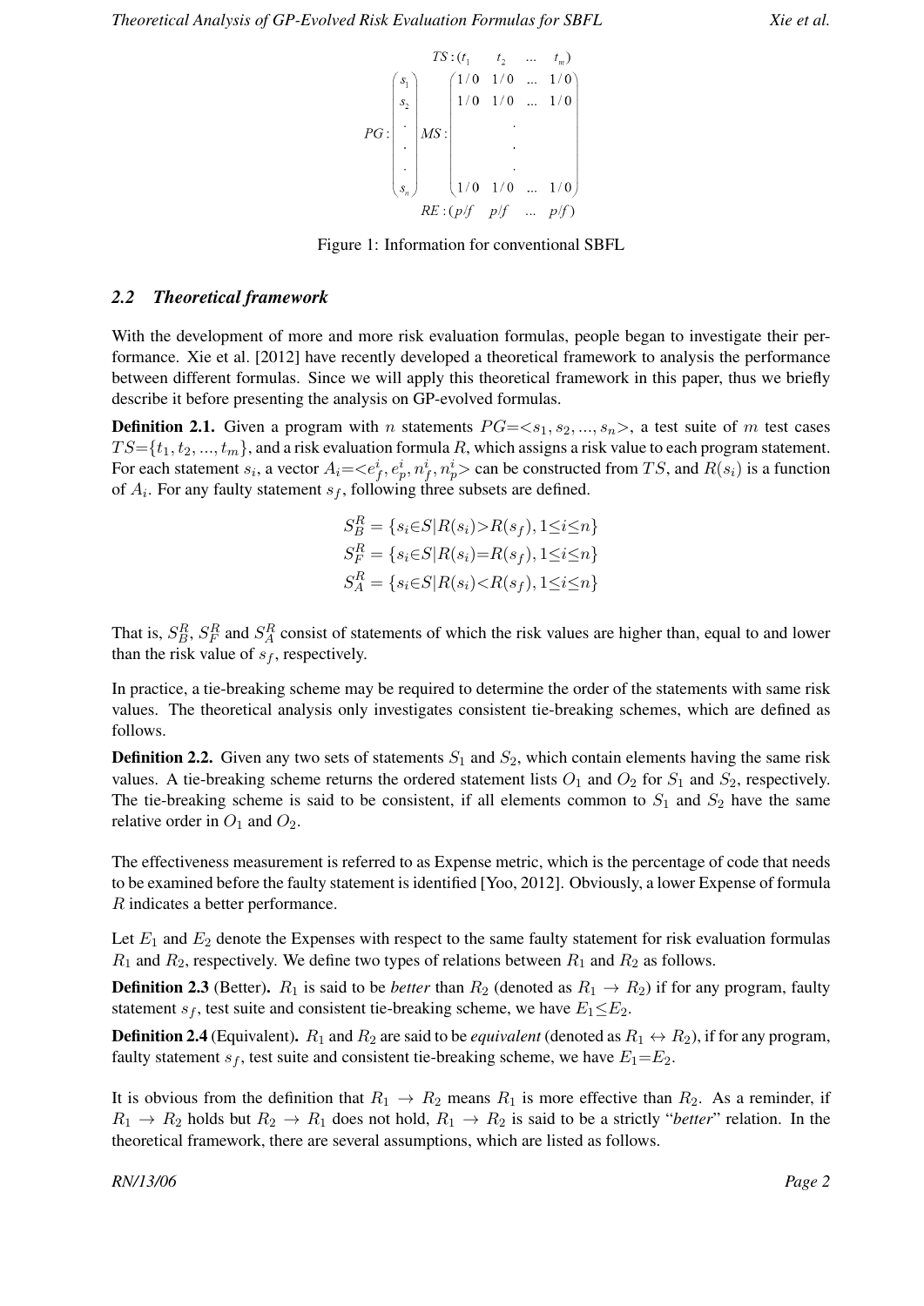$$
\begin{array}{c}
TS:(t_1 \quad t_2 \quad \ldots \quad t_m) \\
PG:\begin{pmatrix} s_1 \\ s_2 \\ \cdot \\ \cdot \\ \cdot \\ s_n \end{pmatrix} MS:\begin{pmatrix} 1/0 & 1/0 & \ldots & 1/0 \\ 1/0 & 1/0 & \ldots & 1/0 \\ & & \cdot & \\ & & \cdot & \\ & & \cdot & \\ 1/0 & 1/0 & \ldots & 1/0 \end{pmatrix} \\
RE:(p/f \quad p/f \quad \ldots \quad p/f)
\end{array}
$$

Figure 1: Information for conventional SBFL

### *2.2 Theoretical framework*

With the development of more and more risk evaluation formulas, people began to investigate their performance. Xie et al. [2012] have recently developed a theoretical framework to analysis the performance between different formulas. Since we will apply this theoretical framework in this paper, thus we briefly describe it before presenting the analysis on GP-evolved formulas.

**Definition 2.1.** Given a program with $n$ statements $PG{=}{<}s_1, s_2, ..., s_n{>}$, a test suite of $m$ test cases $TS{=}\{t_1, t_2, ..., t_m\}$, and a risk evaluation formula $R$, which assigns a risk value to each program statement. For each statement $s_i$, a vector $A_i{=}{<}e^i_f, e^i_p, n^i_f, n^i_p{>}$ can be constructed from $TS$, and $R(s_i)$ is a function of $A_i$. For any faulty statement $s_f$, following three subsets are defined.

$$
\begin{aligned}
S^R_B &= \{s_i{\in}S|R(s_i){>}R(s_f), 1{\leq}i{\leq}n\} \\
S^R_F &= \{s_i{\in}S|R(s_i){=}R(s_f), 1{\leq}i{\leq}n\} \\
S^R_A &= \{s_i{\in}S|R(s_i){<}R(s_f), 1{\leq}i{\leq}n\}
\end{aligned}
$$

That is, $S^R_B$, $S^R_F$ and $S^R_A$ consist of statements of which the risk values are higher than, equal to and lower than the risk value of $s_f$, respectively.

In practice, a tie-breaking scheme may be required to determine the order of the statements with same risk values. The theoretical analysis only investigates consistent tie-breaking schemes, which are defined as follows.

**Definition 2.2.** Given any two sets of statements $S_1$ and $S_2$, which contain elements having the same risk values. A tie-breaking scheme returns the ordered statement lists $O_1$ and $O_2$ for $S_1$ and $S_2$, respectively. The tie-breaking scheme is said to be consistent, if all elements common to $S_1$ and $S_2$ have the same relative order in $O_1$ and $O_2$.

The effectiveness measurement is referred to as Expense metric, which is the percentage of code that needs to be examined before the faulty statement is identified [Yoo, 2012]. Obviously, a lower Expense of formula $R$ indicates a better performance.

Let $E_1$ and $E_2$ denote the Expenses with respect to the same faulty statement for risk evaluation formulas $R_1$ and $R_2$, respectively. We define two types of relations between $R_1$ and $R_2$ as follows.

**Definition 2.3** (Better)**.** $R_1$ is said to be *better* than $R_2$ (denoted as $R_1 \rightarrow R_2$) if for any program, faulty statement $s_f$, test suite and consistent tie-breaking scheme, we have $E_1{\leq}E_2$.

**Definition 2.4** (Equivalent)**.** $R_1$ and $R_2$ are said to be *equivalent* (denoted as $R_1 \leftrightarrow R_2$), if for any program, faulty statement $s_f$, test suite and consistent tie-breaking scheme, we have $E_1{=}E_2$.

It is obvious from the definition that $R_1 \rightarrow R_2$ means $R_1$ is more effective than $R_2$. As a reminder, if $R_1 \rightarrow R_2$ holds but $R_2 \rightarrow R_1$ does not hold, $R_1 \rightarrow R_2$ is said to be a strictly "*better*" relation. In the theoretical framework, there are several assumptions, which are listed as follows.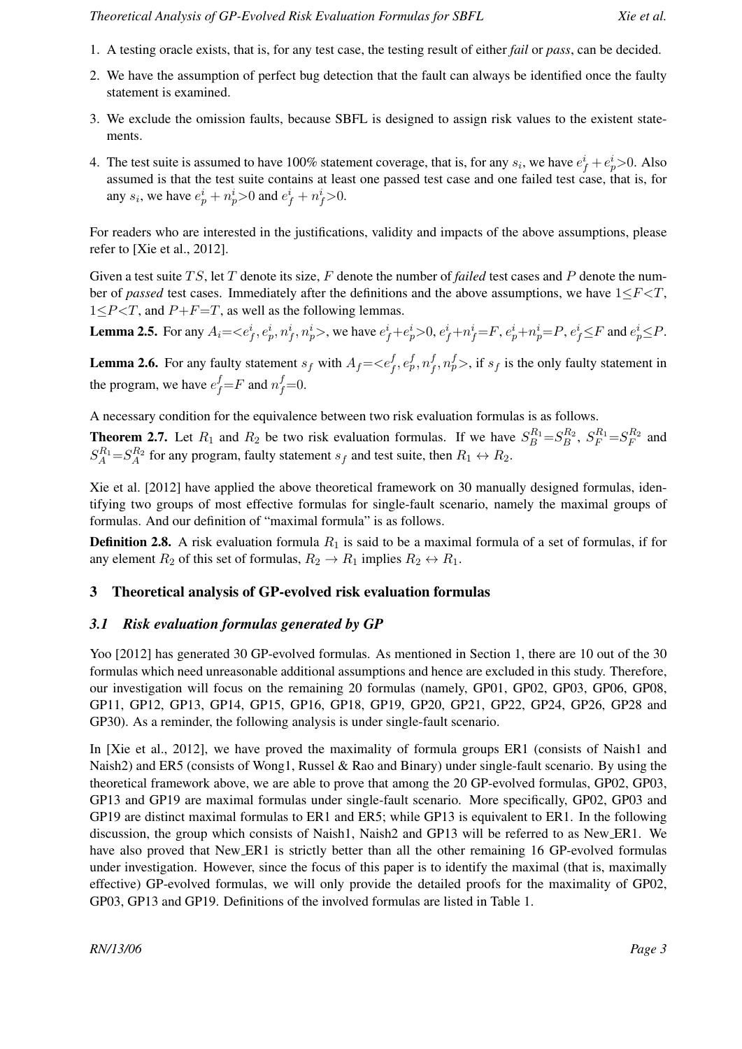1. A testing oracle exists, that is, for any test case, the testing result of either *fail* or *pass*, can be decided.
2. We have the assumption of perfect bug detection that the fault can always be identified once the faulty statement is examined.
3. We exclude the omission faults, because SBFL is designed to assign risk values to the existent statements.
4. The test suite is assumed to have 100% statement coverage, that is, for any $s_i$, we have $e_f^i + e_p^i > 0$. Also assumed is that the test suite contains at least one passed test case and one failed test case, that is, for any $s_i$, we have $e_p^i + n_p^i > 0$ and $e_f^i + n_f^i > 0$.

For readers who are interested in the justifications, validity and impacts of the above assumptions, please refer to [Xie et al., 2012].

Given a test suite $TS$, let $T$ denote its size, $F$ denote the number of *failed* test cases and $P$ denote the number of *passed* test cases. Immediately after the definitions and the above assumptions, we have $1 \leq F < T$, $1 \leq P < T$, and $P + F = T$, as well as the following lemmas.

**Lemma 2.5.** For any $A_i = <e_f^i, e_p^i, n_f^i, n_p^i>$, we have $e_f^i + e_p^i > 0$, $e_f^i + n_f^i = F$, $e_p^i + n_p^i = P$, $e_f^i \leq F$ and $e_p^i \leq P$.

**Lemma 2.6.** For any faulty statement $s_f$ with $A_f = <e_f^f, e_p^f, n_f^f, n_p^f>$, if $s_f$ is the only faulty statement in the program, we have $e_f^f = F$ and $n_f^f = 0$.

A necessary condition for the equivalence between two risk evaluation formulas is as follows.

**Theorem 2.7.** Let $R_1$ and $R_2$ be two risk evaluation formulas. If we have $S_B^{R_1} = S_B^{R_2}$, $S_F^{R_1} = S_F^{R_2}$ and $S_A^{R_1} = S_A^{R_2}$ for any program, faulty statement $s_f$ and test suite, then $R_1 \leftrightarrow R_2$.

Xie et al. [2012] have applied the above theoretical framework on 30 manually designed formulas, identifying two groups of most effective formulas for single-fault scenario, namely the maximal groups of formulas. And our definition of "maximal formula" is as follows.

**Definition 2.8.** A risk evaluation formula $R_1$ is said to be a maximal formula of a set of formulas, if for any element $R_2$ of this set of formulas, $R_2 \rightarrow R_1$ implies $R_2 \leftrightarrow R_1$.

## 3 Theoretical analysis of GP-evolved risk evaluation formulas

### *3.1 Risk evaluation formulas generated by GP*

Yoo [2012] has generated 30 GP-evolved formulas. As mentioned in Section 1, there are 10 out of the 30 formulas which need unreasonable additional assumptions and hence are excluded in this study. Therefore, our investigation will focus on the remaining 20 formulas (namely, GP01, GP02, GP03, GP06, GP08, GP11, GP12, GP13, GP14, GP15, GP16, GP18, GP19, GP20, GP21, GP22, GP24, GP26, GP28 and GP30). As a reminder, the following analysis is under single-fault scenario.

In [Xie et al., 2012], we have proved the maximality of formula groups ER1 (consists of Naish1 and Naish2) and ER5 (consists of Wong1, Russel & Rao and Binary) under single-fault scenario. By using the theoretical framework above, we are able to prove that among the 20 GP-evolved formulas, GP02, GP03, GP13 and GP19 are maximal formulas under single-fault scenario. More specifically, GP02, GP03 and GP19 are distinct maximal formulas to ER1 and ER5; while GP13 is equivalent to ER1. In the following discussion, the group which consists of Naish1, Naish2 and GP13 will be referred to as New_ER1. We have also proved that New_ER1 is strictly better than all the other remaining 16 GP-evolved formulas under investigation. However, since the focus of this paper is to identify the maximal (that is, maximally effective) GP-evolved formulas, we will only provide the detailed proofs for the maximality of GP02, GP03, GP13 and GP19. Definitions of the involved formulas are listed in Table 1.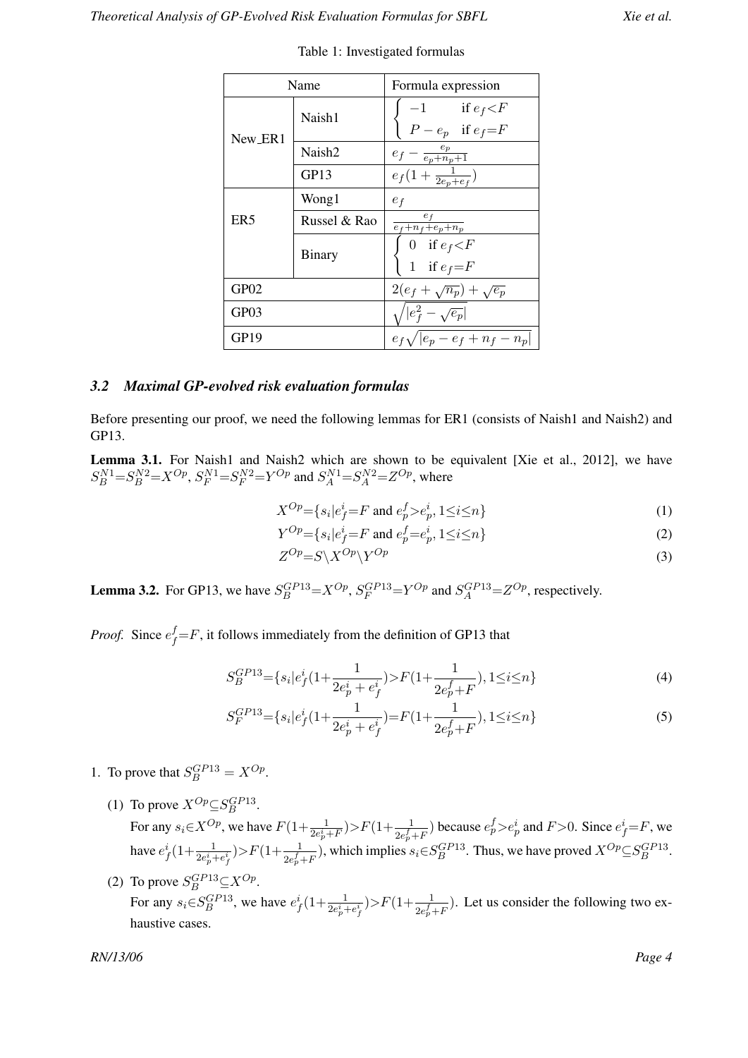Table 1: Investigated formulas

| Name | | Formula expression |
|---|---|---|
| New_ER1 | Naish1 | $\begin{cases} -1 & \text{if } e_f < F \\ P - e_p & \text{if } e_f = F \end{cases}$ |
| | Naish2 | $e_f - \frac{e_p}{e_p + n_p + 1}$ |
| | GP13 | $e_f(1 + \frac{1}{2e_p + e_f})$ |
| ER5 | Wong1 | $e_f$ |
| | Russel & Rao | $\frac{e_f}{e_f + n_f + e_p + n_p}$ |
| | Binary | $\begin{cases} 0 & \text{if } e_f < F \\ 1 & \text{if } e_f = F \end{cases}$ |
| GP02 | | $2(e_f + \sqrt{n_p}) + \sqrt{e_p}$ |
| GP03 | | $\sqrt{\lvert e_f^2 - \sqrt{e_p} \rvert}$ |
| GP19 | | $e_f \sqrt{\lvert e_p - e_f + n_f - n_p \rvert}$ |

### *3.2 Maximal GP-evolved risk evaluation formulas*

Before presenting our proof, we need the following lemmas for ER1 (consists of Naish1 and Naish2) and GP13.

**Lemma 3.1.** For Naish1 and Naish2 which are shown to be equivalent [Xie et al., 2012], we have $S_B^{N1}=S_B^{N2}=X^{Op}$, $S_F^{N1}=S_F^{N2}=Y^{Op}$ and $S_A^{N1}=S_A^{N2}=Z^{Op}$, where

$$X^{Op}=\{s_i|e_f^i=F \text{ and } e_p^f>e_p^i, 1\leq i\leq n\} \tag{1}$$

$$Y^{Op}=\{s_i|e_f^i=F \text{ and } e_p^f=e_p^i, 1\leq i\leq n\} \tag{2}$$

$$Z^{Op}=S\backslash X^{Op}\backslash Y^{Op} \tag{3}$$

**Lemma 3.2.** For GP13, we have $S_B^{GP13}=X^{Op}$, $S_F^{GP13}=Y^{Op}$ and $S_A^{GP13}=Z^{Op}$, respectively.

*Proof.* Since $e_f^f=F$, it follows immediately from the definition of GP13 that

$$S_B^{GP13}=\{s_i|e_f^i(1+\frac{1}{2e_p^i+e_f^i})>F(1+\frac{1}{2e_p^f+F}), 1\leq i\leq n\} \tag{4}$$

$$S_F^{GP13}=\{s_i|e_f^i(1+\frac{1}{2e_p^i+e_f^i})=F(1+\frac{1}{2e_p^f+F}), 1\leq i\leq n\} \tag{5}$$

1. To prove that $S_B^{GP13}=X^{Op}$.

   (1) To prove $X^{Op}\subseteq S_B^{GP13}$.
   For any $s_i\in X^{Op}$, we have $F(1+\frac{1}{2e_p^i+F})>F(1+\frac{1}{2e_p^f+F})$ because $e_p^f>e_p^i$ and $F>0$. Since $e_f^i=F$, we have $e_f^i(1+\frac{1}{2e_p^i+e_f^i})>F(1+\frac{1}{2e_p^f+F})$, which implies $s_i\in S_B^{GP13}$. Thus, we have proved $X^{Op}\subseteq S_B^{GP13}$.

   (2) To prove $S_B^{GP13}\subseteq X^{Op}$.
   For any $s_i\in S_B^{GP13}$, we have $e_f^i(1+\frac{1}{2e_p^i+e_f^i})>F(1+\frac{1}{2e_p^f+F})$. Let us consider the following two exhaustive cases.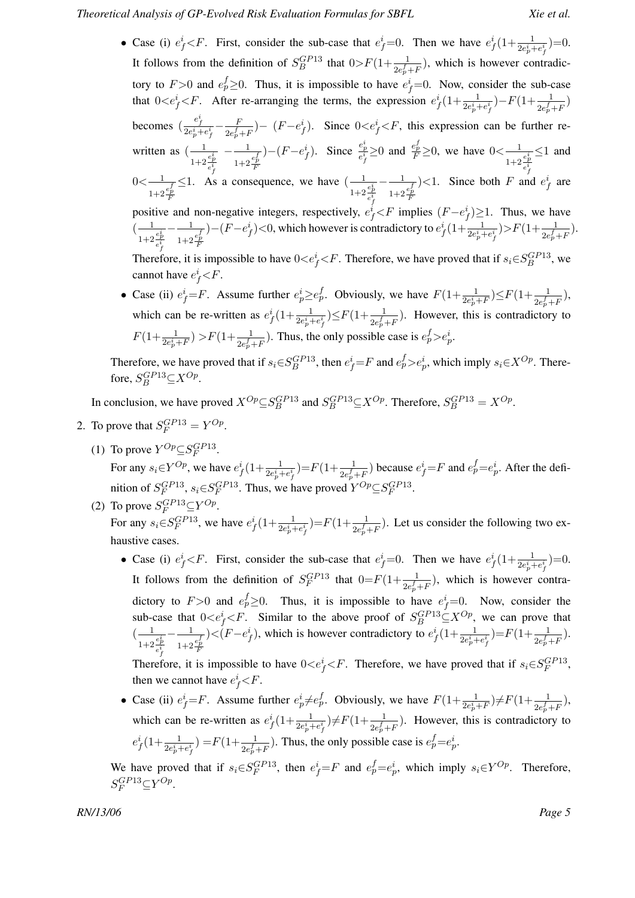- Case (i) $e_f^i{<}F$. First, consider the sub-case that $e_f^i{=}0$. Then we have $e_f^i(1{+}\frac{1}{2e_p^i+e_f^i}){=}0$. It follows from the definition of $S_B^{GP13}$ that $0{>}F(1{+}\frac{1}{2e_p^f+F})$, which is however contradictory to $F{>}0$ and $e_p^f{\geq}0$. Thus, it is impossible to have $e_f^i{=}0$. Now, consider the sub-case that $0{<}e_f^i{<}F$. After re-arranging the terms, the expression $e_f^i(1{+}\frac{1}{2e_p^i+e_f^i}){-}F(1{+}\frac{1}{2e_p^f+F})$ becomes $(\frac{e_f^i}{2e_p^i+e_f^i}{-}\frac{F}{2e_p^f+F}){-}\ (F{-}e_f^i)$. Since $0{<}e_f^i{<}F$, this expression can be further re-written as $(\frac{1}{1+2\frac{e_p^i}{e_f^i}}\ {-}\frac{1}{1+2\frac{e_p^f}{F}}){-}(F{-}e_f^i)$. Since $\frac{e_p^i}{e_f^i}{\geq}0$ and $\frac{e_p^f}{F}{\geq}0$, we have $0{<}\frac{1}{1+2\frac{e_p^i}{e_f^i}}{\leq}1$ and $0{<}\frac{1}{1+2\frac{e_p^f}{F}}{\leq}1$. As a consequence, we have $(\frac{1}{1+2\frac{e_p^i}{e_f^i}}{-}\frac{1}{1+2\frac{e_p^f}{F}}){<}1$. Since both $F$ and $e_f^i$ are positive and non-negative integers, respectively, $e_f^i{<}F$ implies $(F{-}e_f^i){\geq}1$. Thus, we have $(\frac{1}{1+2\frac{e_p^i}{e_f^i}}{-}\frac{1}{1+2\frac{e_p^f}{F}}){-}(F{-}e_f^i){<}0$, which however is contradictory to $e_f^i(1{+}\frac{1}{2e_p^i+e_f^i}){>}F(1{+}\frac{1}{2e_p^f+F})$. Therefore, it is impossible to have $0{<}e_f^i{<}F$. Therefore, we have proved that if $s_i{\in}S_B^{GP13}$, we cannot have $e_f^i{<}F$.
- Case (ii) $e_f^i{=}F$. Assume further $e_p^i{\geq}e_p^f$. Obviously, we have $F(1{+}\frac{1}{2e_p^i+F}){\leq}F(1{+}\frac{1}{2e_p^f+F})$, which can be re-written as $e_f^i(1{+}\frac{1}{2e_p^i+e_f^i}){\leq}F(1{+}\frac{1}{2e_p^f+F})$. However, this is contradictory to $F(1{+}\frac{1}{2e_p^i+F})\ {>}F(1{+}\frac{1}{2e_p^f+F})$. Thus, the only possible case is $e_p^f{>}e_p^i$.

Therefore, we have proved that if $s_i{\in}S_B^{GP13}$, then $e_f^i{=}F$ and $e_p^f{>}e_p^i$, which imply $s_i{\in}X^{Op}$. Therefore, $S_B^{GP13}{\subseteq}X^{Op}$.

In conclusion, we have proved $X^{Op}{\subseteq}S_B^{GP13}$ and $S_B^{GP13}{\subseteq}X^{Op}$. Therefore, $S_B^{GP13} = X^{Op}$.

2. To prove that $S_F^{GP13} = Y^{Op}$.

   (1) To prove $Y^{Op}{\subseteq}S_F^{GP13}$.

   For any $s_i{\in}Y^{Op}$, we have $e_f^i(1{+}\frac{1}{2e_p^i+e_f^i}){=}F(1{+}\frac{1}{2e_p^f+F})$ because $e_f^i{=}F$ and $e_p^f{=}e_p^i$. After the definition of $S_F^{GP13}$, $s_i{\in}S_F^{GP13}$. Thus, we have proved $Y^{Op}{\subseteq}S_F^{GP13}$.

   (2) To prove $S_F^{GP13}{\subseteq}Y^{Op}$.

   For any $s_i{\in}S_F^{GP13}$, we have $e_f^i(1{+}\frac{1}{2e_p^i+e_f^i}){=}F(1{+}\frac{1}{2e_p^f+F})$. Let us consider the following two exhaustive cases.

   - Case (i) $e_f^i{<}F$. First, consider the sub-case that $e_f^i{=}0$. Then we have $e_f^i(1{+}\frac{1}{2e_p^i+e_f^i}){=}0$. It follows from the definition of $S_F^{GP13}$ that $0{=}F(1{+}\frac{1}{2e_p^f+F})$, which is however contradictory to $F{>}0$ and $e_p^f{\geq}0$. Thus, it is impossible to have $e_f^i{=}0$. Now, consider the sub-case that $0{<}e_f^i{<}F$. Similar to the above proof of $S_B^{GP13}{\subseteq}X^{Op}$, we can prove that $(\frac{1}{1+2\frac{e_p^i}{e_f^i}}{-}\frac{1}{1+2\frac{e_p^f}{F}}){<}(F{-}e_f^i)$, which is however contradictory to $e_f^i(1{+}\frac{1}{2e_p^i+e_f^i}){=}F(1{+}\frac{1}{2e_p^f+F})$. Therefore, it is impossible to have $0{<}e_f^i{<}F$. Therefore, we have proved that if $s_i{\in}S_F^{GP13}$, then we cannot have $e_f^i{<}F$.
   - Case (ii) $e_f^i{=}F$. Assume further $e_p^i{\neq}e_p^f$. Obviously, we have $F(1{+}\frac{1}{2e_p^i+F}){\neq}F(1{+}\frac{1}{2e_p^f+F})$, which can be re-written as $e_f^i(1{+}\frac{1}{2e_p^i+e_f^i}){\neq}F(1{+}\frac{1}{2e_p^f+F})$. However, this is contradictory to $e_f^i(1{+}\frac{1}{2e_p^i+e_f^i})\ {=}F(1{+}\frac{1}{2e_p^f+F})$. Thus, the only possible case is $e_p^f{=}e_p^i$.

   We have proved that if $s_i{\in}S_F^{GP13}$, then $e_f^i{=}F$ and $e_p^f{=}e_p^i$, which imply $s_i{\in}Y^{Op}$. Therefore, $S_F^{GP13}{\subseteq}Y^{Op}$.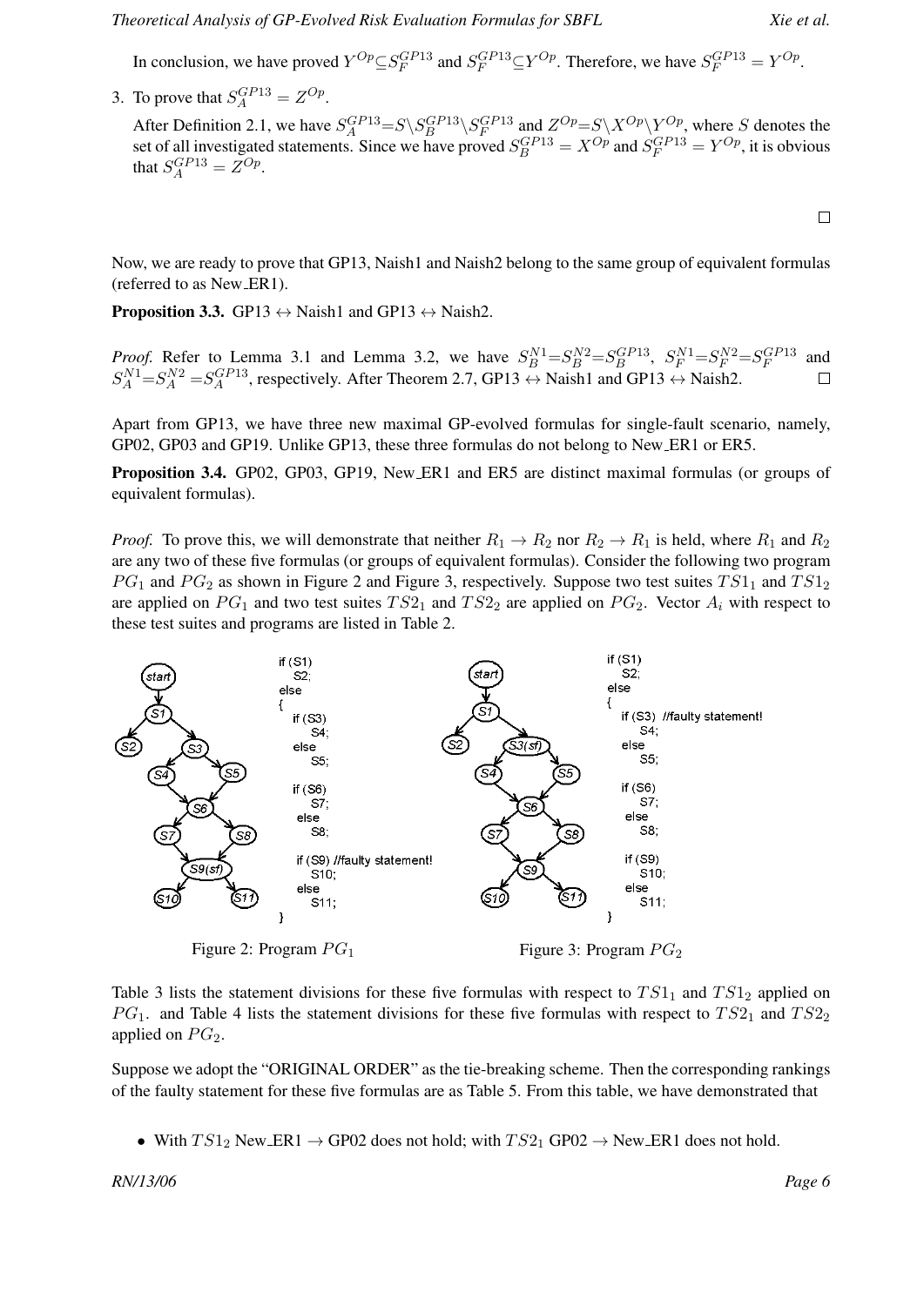In conclusion, we have proved $Y^{Op} \subseteq S_F^{GP13}$ and $S_F^{GP13} \subseteq Y^{Op}$. Therefore, we have $S_F^{GP13} = Y^{Op}$.

3. To prove that $S_A^{GP13} = Z^{Op}$.

   After Definition 2.1, we have $S_A^{GP13} = S \setminus S_B^{GP13} \setminus S_F^{GP13}$ and $Z^{Op} = S \setminus X^{Op} \setminus Y^{Op}$, where $S$ denotes the set of all investigated statements. Since we have proved $S_B^{GP13} = X^{Op}$ and $S_F^{GP13} = Y^{Op}$, it is obvious that $S_A^{GP13} = Z^{Op}$.

□

Now, we are ready to prove that GP13, Naish1 and Naish2 belong to the same group of equivalent formulas (referred to as New_ER1).

**Proposition 3.3.** GP13 $\leftrightarrow$ Naish1 and GP13 $\leftrightarrow$ Naish2.

*Proof.* Refer to Lemma 3.1 and Lemma 3.2, we have $S_B^{N1} = S_B^{N2} = S_B^{GP13}$, $S_F^{N1} = S_F^{N2} = S_F^{GP13}$ and $S_A^{N1} = S_A^{N2} = S_A^{GP13}$, respectively. After Theorem 2.7, GP13 $\leftrightarrow$ Naish1 and GP13 $\leftrightarrow$ Naish2. □

Apart from GP13, we have three new maximal GP-evolved formulas for single-fault scenario, namely, GP02, GP03 and GP19. Unlike GP13, these three formulas do not belong to New_ER1 or ER5.

**Proposition 3.4.** GP02, GP03, GP19, New_ER1 and ER5 are distinct maximal formulas (or groups of equivalent formulas).

*Proof.* To prove this, we will demonstrate that neither $R_1 \rightarrow R_2$ nor $R_2 \rightarrow R_1$ is held, where $R_1$ and $R_2$ are any two of these five formulas (or groups of equivalent formulas). Consider the following two program $PG_1$ and $PG_2$ as shown in Figure 2 and Figure 3, respectively. Suppose two test suites $TS1_1$ and $TS1_2$ are applied on $PG_1$ and two test suites $TS2_1$ and $TS2_2$ are applied on $PG_2$. Vector $A_i$ with respect to these test suites and programs are listed in Table 2.

```
if (S1)
   S2;
else
{
   if (S3)
     S4;
   else
     S5;

   if (S6)
     S7;
   else
     S8;

   if (S9) //faulty statement!
     S10;
   else
     S11;
}
```

Figure 2: Program $PG_1$

```
if (S1)
   S2;
else
{
   if (S3)  //faulty statement!
     S4;
   else
     S5;

   if (S6)
     S7;
   else
     S8;

   if (S9)
     S10;
   else
     S11;
}
```

Figure 3: Program $PG_2$

Table 3 lists the statement divisions for these five formulas with respect to $TS1_1$ and $TS1_2$ applied on $PG_1$. and Table 4 lists the statement divisions for these five formulas with respect to $TS2_1$ and $TS2_2$ applied on $PG_2$.

Suppose we adopt the "ORIGINAL ORDER" as the tie-breaking scheme. Then the corresponding rankings of the faulty statement for these five formulas are as Table 5. From this table, we have demonstrated that

- With $TS1_2$ New_ER1 $\rightarrow$ GP02 does not hold; with $TS2_1$ GP02 $\rightarrow$ New_ER1 does not hold.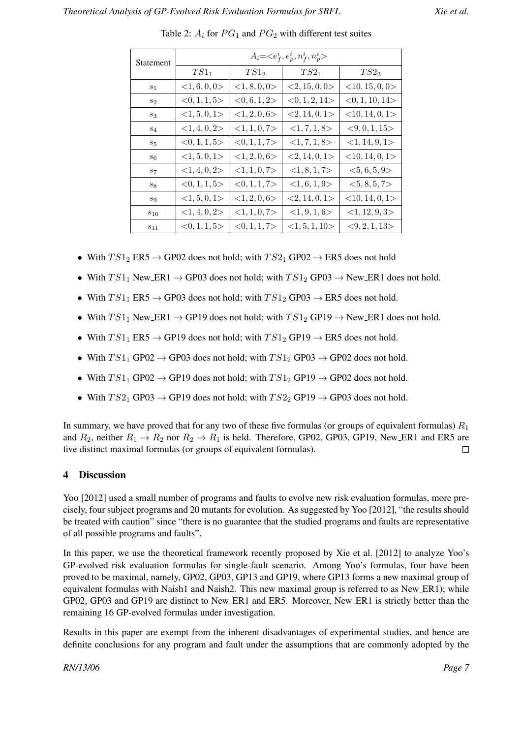Table 2: $A_i$ for $PG_1$ and $PG_2$ with different test suites

| Statement | $A_i$=$<e_f^i, e_p^i, n_f^i, n_p^i>$ | | | |
|---|---|---|---|---|
| | $TS1_1$ | $TS1_2$ | $TS2_1$ | $TS2_2$ |
| $s_1$ | $<1,6,0,0>$ | $<1,8,0,0>$ | $<2,15,0,0>$ | $<10,15,0,0>$ |
| $s_2$ | $<0,1,1,5>$ | $<0,6,1,2>$ | $<0,1,2,14>$ | $<0,1,10,14>$ |
| $s_3$ | $<1,5,0,1>$ | $<1,2,0,6>$ | $<2,14,0,1>$ | $<10,14,0,1>$ |
| $s_4$ | $<1,4,0,2>$ | $<1,1,0,7>$ | $<1,7,1,8>$ | $<9,0,1,15>$ |
| $s_5$ | $<0,1,1,5>$ | $<0,1,1,7>$ | $<1,7,1,8>$ | $<1,14,9,1>$ |
| $s_6$ | $<1,5,0,1>$ | $<1,2,0,6>$ | $<2,14,0,1>$ | $<10,14,0,1>$ |
| $s_7$ | $<1,4,0,2>$ | $<1,1,0,7>$ | $<1,8,1,7>$ | $<5,6,5,9>$ |
| $s_8$ | $<0,1,1,5>$ | $<0,1,1,7>$ | $<1,6,1,9>$ | $<5,8,5,7>$ |
| $s_9$ | $<1,5,0,1>$ | $<1,2,0,6>$ | $<2,14,0,1>$ | $<10,14,0,1>$ |
| $s_{10}$ | $<1,4,0,2>$ | $<1,1,0,7>$ | $<1,9,1,6>$ | $<1,12,9,3>$ |
| $s_{11}$ | $<0,1,1,5>$ | $<0,1,1,7>$ | $<1,5,1,10>$ | $<9,2,1,13>$ |

- With $TS1_2$ ER5 $\rightarrow$ GP02 does not hold; with $TS2_1$ GP02 $\rightarrow$ ER5 does not hold
- With $TS1_1$ New_ER1 $\rightarrow$ GP03 does not hold; with $TS1_2$ GP03 $\rightarrow$ New_ER1 does not hold.
- With $TS1_1$ ER5 $\rightarrow$ GP03 does not hold; with $TS1_2$ GP03 $\rightarrow$ ER5 does not hold.
- With $TS1_1$ New_ER1 $\rightarrow$ GP19 does not hold; with $TS1_2$ GP19 $\rightarrow$ New_ER1 does not hold.
- With $TS1_1$ ER5 $\rightarrow$ GP19 does not hold; with $TS1_2$ GP19 $\rightarrow$ ER5 does not hold.
- With $TS1_1$ GP02 $\rightarrow$ GP03 does not hold; with $TS1_2$ GP03 $\rightarrow$ GP02 does not hold.
- With $TS1_1$ GP02 $\rightarrow$ GP19 does not hold; with $TS1_2$ GP19 $\rightarrow$ GP02 does not hold.
- With $TS2_1$ GP03 $\rightarrow$ GP19 does not hold; with $TS2_2$ GP19 $\rightarrow$ GP03 does not hold.

In summary, we have proved that for any two of these five formulas (or groups of equivalent formulas) $R_1$ and $R_2$, neither $R_1 \rightarrow R_2$ nor $R_2 \rightarrow R_1$ is held. Therefore, GP02, GP03, GP19, New_ER1 and ER5 are five distinct maximal formulas (or groups of equivalent formulas). □

## 4 Discussion

Yoo [2012] used a small number of programs and faults to evolve new risk evaluation formulas, more precisely, four subject programs and 20 mutants for evolution. As suggested by Yoo [2012], "the results should be treated with caution" since "there is no guarantee that the studied programs and faults are representative of all possible programs and faults".

In this paper, we use the theoretical framework recently proposed by Xie et al. [2012] to analyze Yoo's GP-evolved risk evaluation formulas for single-fault scenario. Among Yoo's formulas, four have been proved to be maximal, namely, GP02, GP03, GP13 and GP19, where GP13 forms a new maximal group of equivalent formulas with Naish1 and Naish2. This new maximal group is referred to as New_ER1); while GP02, GP03 and GP19 are distinct to New_ER1 and ER5. Moreover, New_ER1 is strictly better than the remaining 16 GP-evolved formulas under investigation.

Results in this paper are exempt from the inherent disadvantages of experimental studies, and hence are definite conclusions for any program and fault under the assumptions that are commonly adopted by the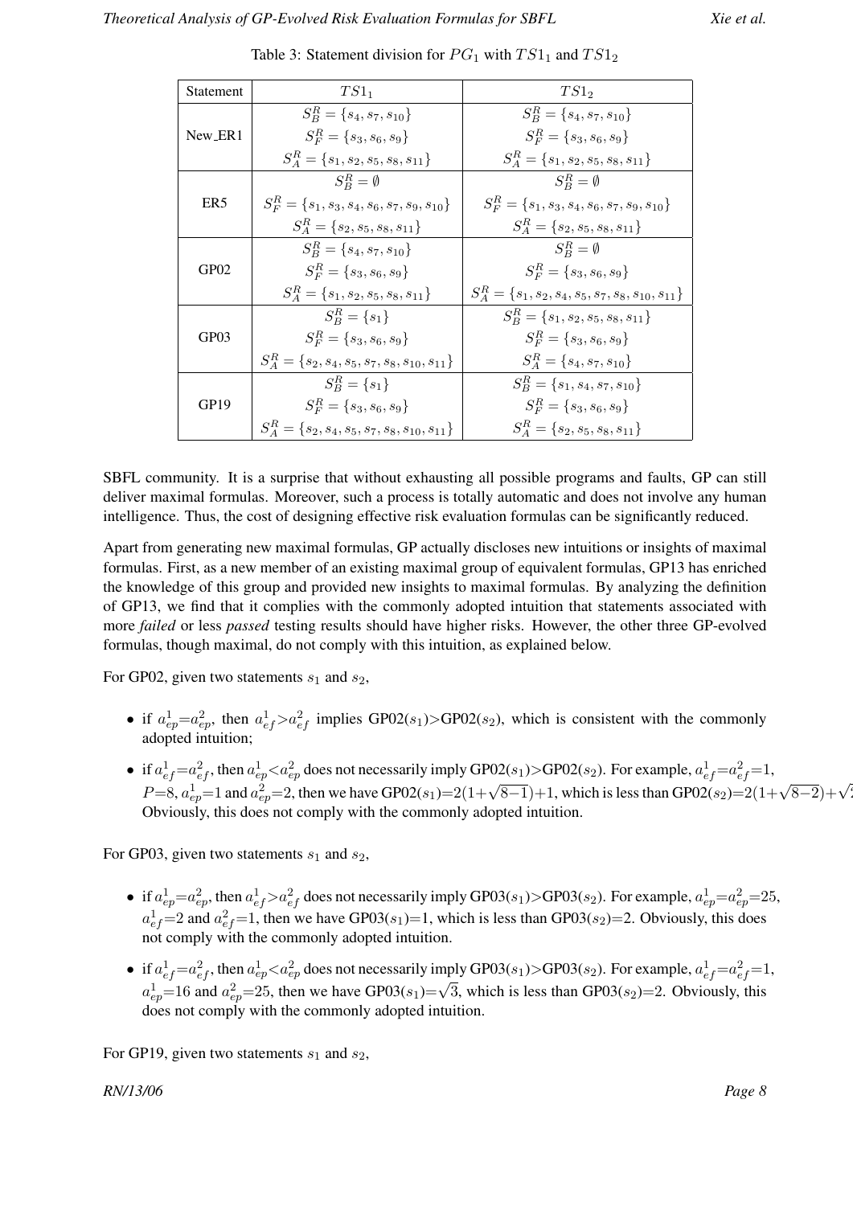Table 3: Statement division for $PG_1$ with $TS1_1$ and $TS1_2$

| Statement | $TS1_1$ | $TS1_2$ |
|---|---|---|
| New_ER1 | $S_B^R = \{s_4, s_7, s_{10}\}$<br>$S_F^R = \{s_3, s_6, s_9\}$<br>$S_A^R = \{s_1, s_2, s_5, s_8, s_{11}\}$ | $S_B^R = \{s_4, s_7, s_{10}\}$<br>$S_F^R = \{s_3, s_6, s_9\}$<br>$S_A^R = \{s_1, s_2, s_5, s_8, s_{11}\}$ |
| ER5 | $S_B^R = \emptyset$<br>$S_F^R = \{s_1, s_3, s_4, s_6, s_7, s_9, s_{10}\}$<br>$S_A^R = \{s_2, s_5, s_8, s_{11}\}$ | $S_B^R = \emptyset$<br>$S_F^R = \{s_1, s_3, s_4, s_6, s_7, s_9, s_{10}\}$<br>$S_A^R = \{s_2, s_5, s_8, s_{11}\}$ |
| GP02 | $S_B^R = \{s_4, s_7, s_{10}\}$<br>$S_F^R = \{s_3, s_6, s_9\}$<br>$S_A^R = \{s_1, s_2, s_5, s_8, s_{11}\}$ | $S_B^R = \emptyset$<br>$S_F^R = \{s_3, s_6, s_9\}$<br>$S_A^R = \{s_1, s_2, s_4, s_5, s_7, s_8, s_{10}, s_{11}\}$ |
| GP03 | $S_B^R = \{s_1\}$<br>$S_F^R = \{s_3, s_6, s_9\}$<br>$S_A^R = \{s_2, s_4, s_5, s_7, s_8, s_{10}, s_{11}\}$ | $S_B^R = \{s_1, s_2, s_5, s_8, s_{11}\}$<br>$S_F^R = \{s_3, s_6, s_9\}$<br>$S_A^R = \{s_4, s_7, s_{10}\}$ |
| GP19 | $S_B^R = \{s_1\}$<br>$S_F^R = \{s_3, s_6, s_9\}$<br>$S_A^R = \{s_2, s_4, s_5, s_7, s_8, s_{10}, s_{11}\}$ | $S_B^R = \{s_1, s_4, s_7, s_{10}\}$<br>$S_F^R = \{s_3, s_6, s_9\}$<br>$S_A^R = \{s_2, s_5, s_8, s_{11}\}$ |

SBFL community. It is a surprise that without exhausting all possible programs and faults, GP can still deliver maximal formulas. Moreover, such a process is totally automatic and does not involve any human intelligence. Thus, the cost of designing effective risk evaluation formulas can be significantly reduced.

Apart from generating new maximal formulas, GP actually discloses new intuitions or insights of maximal formulas. First, as a new member of an existing maximal group of equivalent formulas, GP13 has enriched the knowledge of this group and provided new insights to maximal formulas. By analyzing the definition of GP13, we find that it complies with the commonly adopted intuition that statements associated with more *failed* or less *passed* testing results should have higher risks. However, the other three GP-evolved formulas, though maximal, do not comply with this intuition, as explained below.

For GP02, given two statements $s_1$ and $s_2$,

- if $a_{ep}^1 = a_{ep}^2$, then $a_{ef}^1 > a_{ef}^2$ implies GP02($s_1$)>GP02($s_2$), which is consistent with the commonly adopted intuition;
- if $a_{ef}^1 = a_{ef}^2$, then $a_{ep}^1 < a_{ep}^2$ does not necessarily imply GP02($s_1$)>GP02($s_2$). For example, $a_{ef}^1 = a_{ef}^2 = 1$, $P$=8, $a_{ep}^1$=1 and $a_{ep}^2$=2, then we have GP02($s_1$)=$2(1+\sqrt{8-1})+1$, which is less than GP02($s_2$)=$2(1+\sqrt{8-2})+\sqrt{2}$. Obviously, this does not comply with the commonly adopted intuition.

For GP03, given two statements $s_1$ and $s_2$,

- if $a_{ep}^1 = a_{ep}^2$, then $a_{ef}^1 > a_{ef}^2$ does not necessarily imply GP03($s_1$)>GP03($s_2$). For example, $a_{ep}^1 = a_{ep}^2 = 25$, $a_{ef}^1$=2 and $a_{ef}^2$=1, then we have GP03($s_1$)=1, which is less than GP03($s_2$)=2. Obviously, this does not comply with the commonly adopted intuition.
- if $a_{ef}^1 = a_{ef}^2$, then $a_{ep}^1 < a_{ep}^2$ does not necessarily imply GP03($s_1$)>GP03($s_2$). For example, $a_{ef}^1 = a_{ef}^2 = 1$, $a_{ep}^1$=16 and $a_{ep}^2$=25, then we have GP03($s_1$)=$\sqrt{3}$, which is less than GP03($s_2$)=2. Obviously, this does not comply with the commonly adopted intuition.

For GP19, given two statements $s_1$ and $s_2$,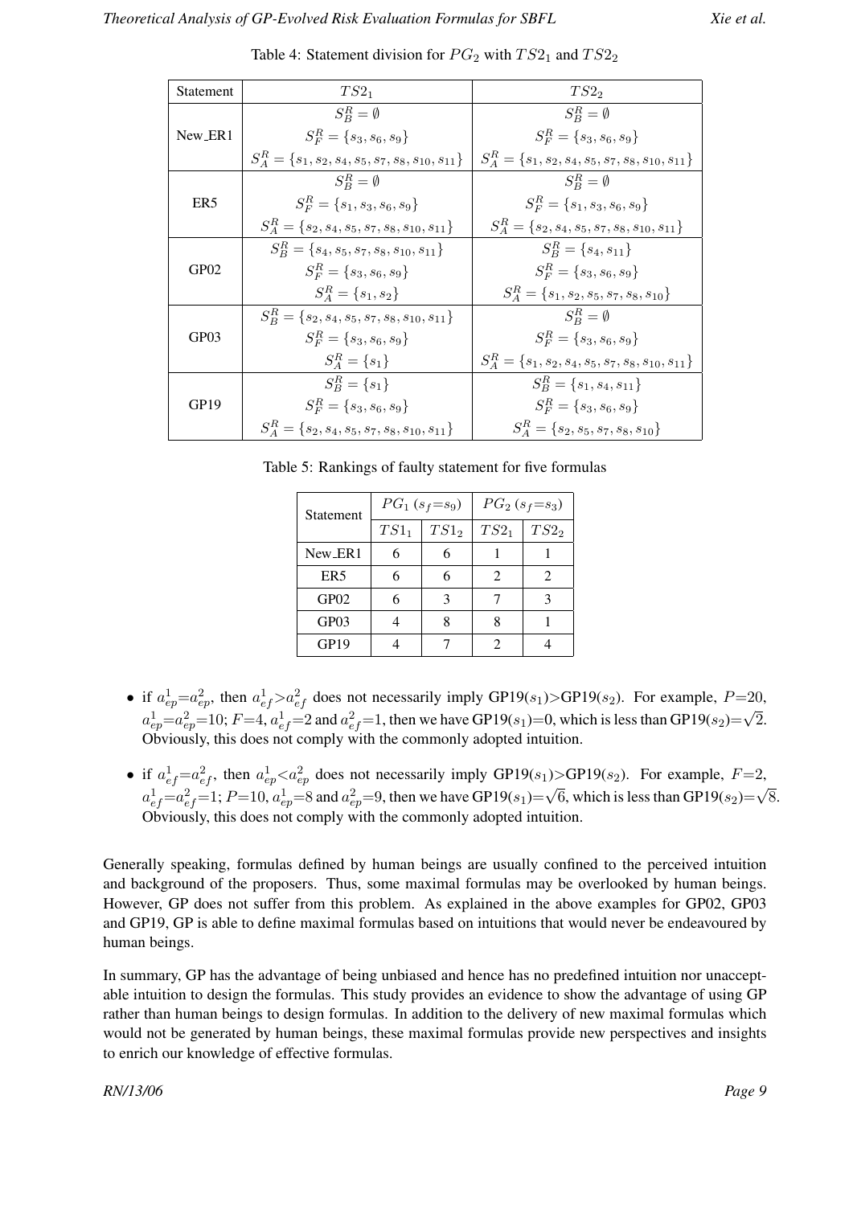Table 4: Statement division for $PG_2$ with $TS2_1$ and $TS2_2$

| Statement | $TS2_1$ | $TS2_2$ |
|---|---|---|
| New_ER1 | $S_B^R = \emptyset$ <br> $S_F^R = \{s_3, s_6, s_9\}$ <br> $S_A^R = \{s_1, s_2, s_4, s_5, s_7, s_8, s_{10}, s_{11}\}$ | $S_B^R = \emptyset$ <br> $S_F^R = \{s_3, s_6, s_9\}$ <br> $S_A^R = \{s_1, s_2, s_4, s_5, s_7, s_8, s_{10}, s_{11}\}$ |
| ER5 | $S_B^R = \emptyset$ <br> $S_F^R = \{s_1, s_3, s_6, s_9\}$ <br> $S_A^R = \{s_2, s_4, s_5, s_7, s_8, s_{10}, s_{11}\}$ | $S_B^R = \emptyset$ <br> $S_F^R = \{s_1, s_3, s_6, s_9\}$ <br> $S_A^R = \{s_2, s_4, s_5, s_7, s_8, s_{10}, s_{11}\}$ |
| GP02 | $S_B^R = \{s_4, s_5, s_7, s_8, s_{10}, s_{11}\}$ <br> $S_F^R = \{s_3, s_6, s_9\}$ <br> $S_A^R = \{s_1, s_2\}$ | $S_B^R = \{s_4, s_{11}\}$ <br> $S_F^R = \{s_3, s_6, s_9\}$ <br> $S_A^R = \{s_1, s_2, s_5, s_7, s_8, s_{10}\}$ |
| GP03 | $S_B^R = \{s_2, s_4, s_5, s_7, s_8, s_{10}, s_{11}\}$ <br> $S_F^R = \{s_3, s_6, s_9\}$ <br> $S_A^R = \{s_1\}$ | $S_B^R = \emptyset$ <br> $S_F^R = \{s_3, s_6, s_9\}$ <br> $S_A^R = \{s_1, s_2, s_4, s_5, s_7, s_8, s_{10}, s_{11}\}$ |
| GP19 | $S_B^R = \{s_1\}$ <br> $S_F^R = \{s_3, s_6, s_9\}$ <br> $S_A^R = \{s_2, s_4, s_5, s_7, s_8, s_{10}, s_{11}\}$ | $S_B^R = \{s_1, s_4, s_{11}\}$ <br> $S_F^R = \{s_3, s_6, s_9\}$ <br> $S_A^R = \{s_2, s_5, s_7, s_8, s_{10}\}$ |

Table 5: Rankings of faulty statement for five formulas

| Statement | $PG_1$ ($s_f$=$s_9$) | | $PG_2$ ($s_f$=$s_3$) | |
|---|---|---|---|---|
| | $TS1_1$ | $TS1_2$ | $TS2_1$ | $TS2_2$ |
| New_ER1 | 6 | 6 | 1 | 1 |
| ER5 | 6 | 6 | 2 | 2 |
| GP02 | 6 | 3 | 7 | 3 |
| GP03 | 4 | 8 | 8 | 1 |
| GP19 | 4 | 7 | 2 | 4 |

- if $a_{ep}^1 = a_{ep}^2$, then $a_{ef}^1 > a_{ef}^2$ does not necessarily imply GP19($s_1$)>GP19($s_2$). For example, $P$=20, $a_{ep}^1 = a_{ep}^2 = 10$; $F$=4, $a_{ef}^1 = 2$ and $a_{ef}^2 = 1$, then we have GP19($s_1$)=0, which is less than GP19($s_2$)=$\sqrt{2}$. Obviously, this does not comply with the commonly adopted intuition.

- if $a_{ef}^1 = a_{ef}^2$, then $a_{ep}^1 < a_{ep}^2$ does not necessarily imply GP19($s_1$)>GP19($s_2$). For example, $F$=2, $a_{ef}^1 = a_{ef}^2 = 1$; $P$=10, $a_{ep}^1 = 8$ and $a_{ep}^2 = 9$, then we have GP19($s_1$)=$\sqrt{6}$, which is less than GP19($s_2$)=$\sqrt{8}$. Obviously, this does not comply with the commonly adopted intuition.

Generally speaking, formulas defined by human beings are usually confined to the perceived intuition and background of the proposers. Thus, some maximal formulas may be overlooked by human beings. However, GP does not suffer from this problem. As explained in the above examples for GP02, GP03 and GP19, GP is able to define maximal formulas based on intuitions that would never be endeavoured by human beings.

In summary, GP has the advantage of being unbiased and hence has no predefined intuition nor unacceptable intuition to design the formulas. This study provides an evidence to show the advantage of using GP rather than human beings to design formulas. In addition to the delivery of new maximal formulas which would not be generated by human beings, these maximal formulas provide new perspectives and insights to enrich our knowledge of effective formulas.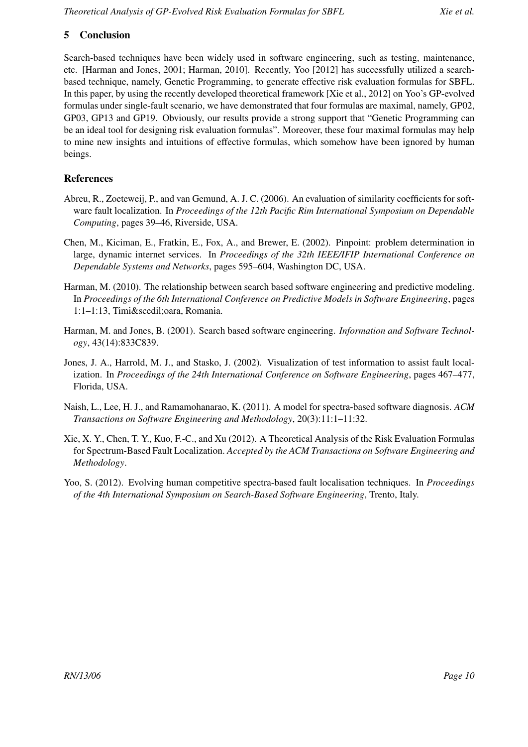## 5 Conclusion

Search-based techniques have been widely used in software engineering, such as testing, maintenance, etc. [Harman and Jones, 2001; Harman, 2010]. Recently, Yoo [2012] has successfully utilized a search-based technique, namely, Genetic Programming, to generate effective risk evaluation formulas for SBFL. In this paper, by using the recently developed theoretical framework [Xie et al., 2012] on Yoo's GP-evolved formulas under single-fault scenario, we have demonstrated that four formulas are maximal, namely, GP02, GP03, GP13 and GP19. Obviously, our results provide a strong support that "Genetic Programming can be an ideal tool for designing risk evaluation formulas". Moreover, these four maximal formulas may help to mine new insights and intuitions of effective formulas, which somehow have been ignored by human beings.

## References

Abreu, R., Zoeteweij, P., and van Gemund, A. J. C. (2006). An evaluation of similarity coefficients for software fault localization. In *Proceedings of the 12th Pacific Rim International Symposium on Dependable Computing*, pages 39–46, Riverside, USA.

Chen, M., Kiciman, E., Fratkin, E., Fox, A., and Brewer, E. (2002). Pinpoint: problem determination in large, dynamic internet services. In *Proceedings of the 32th IEEE/IFIP International Conference on Dependable Systems and Networks*, pages 595–604, Washington DC, USA.

Harman, M. (2010). The relationship between search based software engineering and predictive modeling. In *Proceedings of the 6th International Conference on Predictive Models in Software Engineering*, pages 1:1–1:13, Timi&scedil;oara, Romania.

Harman, M. and Jones, B. (2001). Search based software engineering. *Information and Software Technology*, 43(14):833C839.

Jones, J. A., Harrold, M. J., and Stasko, J. (2002). Visualization of test information to assist fault localization. In *Proceedings of the 24th International Conference on Software Engineering*, pages 467–477, Florida, USA.

Naish, L., Lee, H. J., and Ramamohanarao, K. (2011). A model for spectra-based software diagnosis. *ACM Transactions on Software Engineering and Methodology*, 20(3):11:1–11:32.

Xie, X. Y., Chen, T. Y., Kuo, F.-C., and Xu (2012). A Theoretical Analysis of the Risk Evaluation Formulas for Spectrum-Based Fault Localization. *Accepted by the ACM Transactions on Software Engineering and Methodology*.

Yoo, S. (2012). Evolving human competitive spectra-based fault localisation techniques. In *Proceedings of the 4th International Symposium on Search-Based Software Engineering*, Trento, Italy.